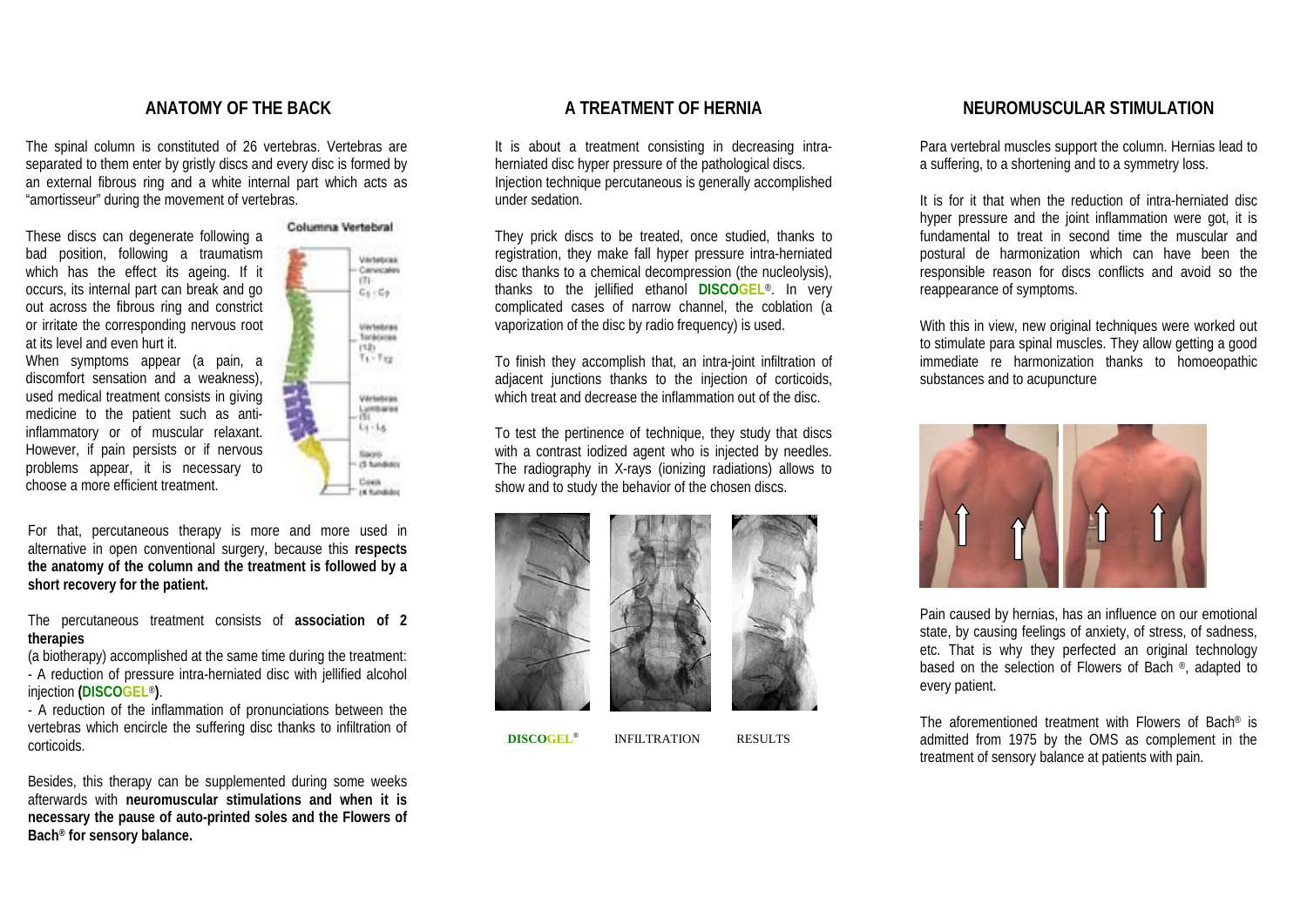## ANATOMY OF THE BACK

The spinal column is constituted of 26 vertebras. Vertebras are separated to them enter by gristly discs and every disc is formed by an external fibrous ring and a white internal part which acts as "amortisseur" during the movement of vertebras.

These discs can degenerate following a bad position, following a traumatism which has the effect its ageing. If it occurs, its internal part can break and go out across the fibrous ring and constrict or irritate the corresponding nervous root at its level and even hurt it.

When symptoms appear (a pain, a discomfort sensation and a weakness), used medical treatment consists in giving medicine to the patient such as anti-inflammatory or of muscular relaxant. However, if pain persists or if nervous problems appear, it is necessary to choose a more efficient treatment.

For that, percutaneous therapy is more and more used in alternative in open conventional surgery, because this **respects the anatomy of the column and the treatment is followed by a short recovery for the patient.**

The percutaneous treatment consists of **association of 2 therapies**

(a biotherapy) accomplished at the same time during the treatment:

- A reduction of pressure intra-herniated disc with jellified alcohol injection (**DISCOGEL®**).
- A reduction of the inflammation of pronunciations between the vertebras which encircle the suffering disc thanks to infiltration of corticoids.

Besides, this therapy can be supplemented during some weeks afterwards with **neuromuscular stimulations and when it is necessary the pause of auto-printed soles and the Flowers of Bach® for sensory balance.**

## A TREATMENT OF HERNIA

It is about a treatment consisting in decreasing intra-herniated disc hyper pressure of the pathological discs. Injection technique percutaneous is generally accomplished under sedation.

They prick discs to be treated, once studied, thanks to registration, they make fall hyper pressure intra-herniated disc thanks to a chemical decompression (the nucleolysis), thanks to the jellified ethanol **DISCOGEL®**. In very complicated cases of narrow channel, the coblation (a vaporization of the disc by radio frequency) is used.

To finish they accomplish that, an intra-joint infiltration of adjacent junctions thanks to the injection of corticoids, which treat and decrease the inflammation out of the disc.

To test the pertinence of technique, they study that discs with a contrast iodized agent who is injected by needles. The radiography in X-rays (ionizing radiations) allows to show and to study the behavior of the chosen discs.

DISCOGEL® INFILTRATION RESULTS

## NEUROMUSCULAR STIMULATION

Para vertebral muscles support the column. Hernias lead to a suffering, to a shortening and to a symmetry loss.

It is for it that when the reduction of intra-herniated disc hyper pressure and the joint inflammation were got, it is fundamental to treat in second time the muscular and postural de harmonization which can have been the responsible reason for discs conflicts and avoid so the reappearance of symptoms.

With this in view, new original techniques were worked out to stimulate para spinal muscles. They allow getting a good immediate re harmonization thanks to homoeopathic substances and to acupuncture

Pain caused by hernias, has an influence on our emotional state, by causing feelings of anxiety, of stress, of sadness, etc. That is why they perfected an original technology based on the selection of Flowers of Bach ®, adapted to every patient.

The aforementioned treatment with Flowers of Bach® is admitted from 1975 by the OMS as complement in the treatment of sensory balance at patients with pain.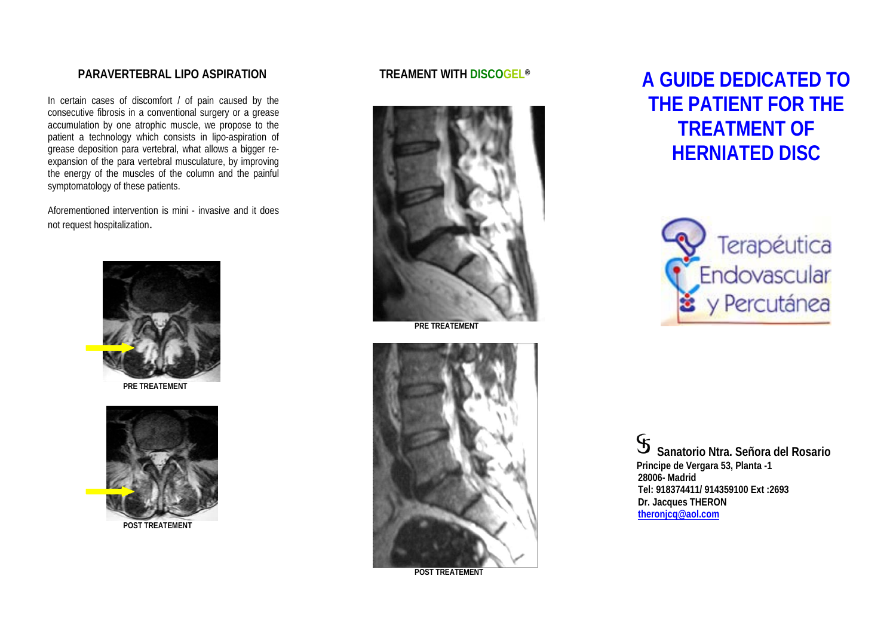## PARAVERTEBRAL LIPO ASPIRATION

In certain cases of discomfort / of pain caused by the consecutive fibrosis in a conventional surgery or a grease accumulation by one atrophic muscle, we propose to the patient a technology which consists in lipo-aspiration of grease deposition para vertebral, what allows a bigger re-expansion of the para vertebral musculature, by improving the energy of the muscles of the column and the painful symptomatology of these patients.

Aforementioned intervention is mini - invasive and it does not request hospitalization.

PRE TREATEMENT

POST TREATEMENT

## TREAMENT WITH DISCOGEL®

PRE TREATEMENT

POST TREATEMENT

# A GUIDE DEDICATED TO THE PATIENT FOR THE TREATMENT OF HERNIATED DISC

Terapéutica Endovascular y Percutánea

**Sanatorio Ntra. Señora del Rosario**
**Principe de Vergara 53, Planta -1**
**28006- Madrid**
**Tel: 918374411/ 914359100 Ext :2693**
**Dr. Jacques THERON**
**theronjcq@aol.com**